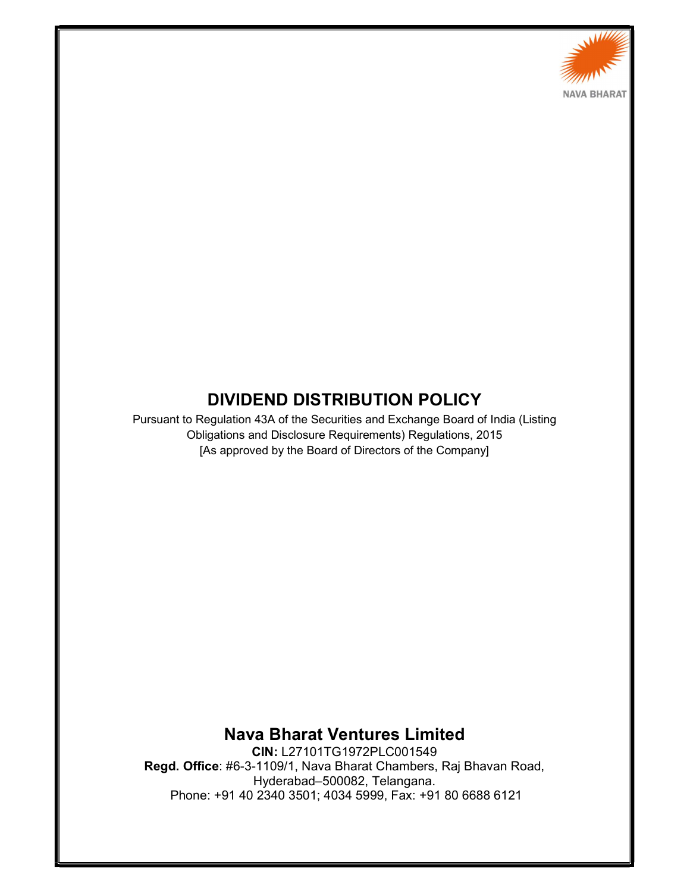NAVA BHARAT

# DIVIDEND DISTRIBUTION POLICY

Pursuant to Regulation 43A of the Securities and Exchange Board of India (Listing Obligations and Disclosure Requirements) Regulations, 2015
[As approved by the Board of Directors of the Company]

## Nava Bharat Ventures Limited

**CIN:** L27101TG1972PLC001549
**Regd. Office**: #6-3-1109/1, Nava Bharat Chambers, Raj Bhavan Road, Hyderabad–500082, Telangana.
Phone: +91 40 2340 3501; 4034 5999, Fax: +91 80 6688 6121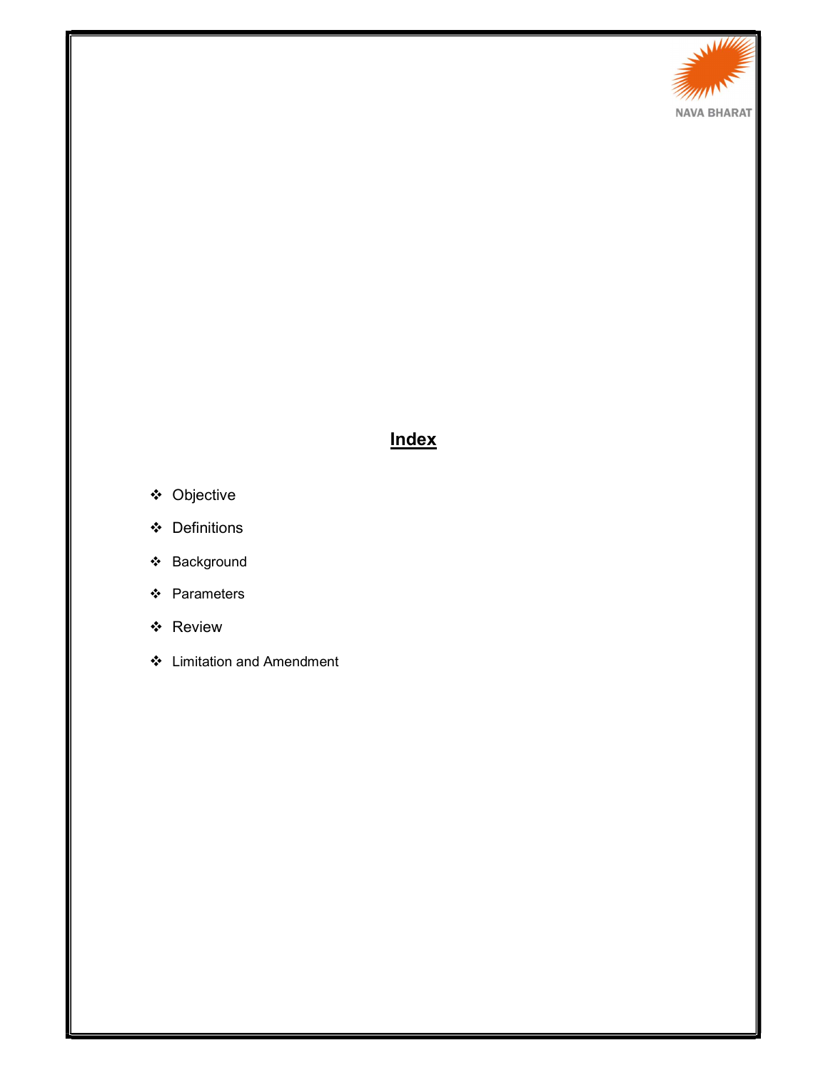# Index

- Objective
- Definitions
- Background
- Parameters
- Review
- Limitation and Amendment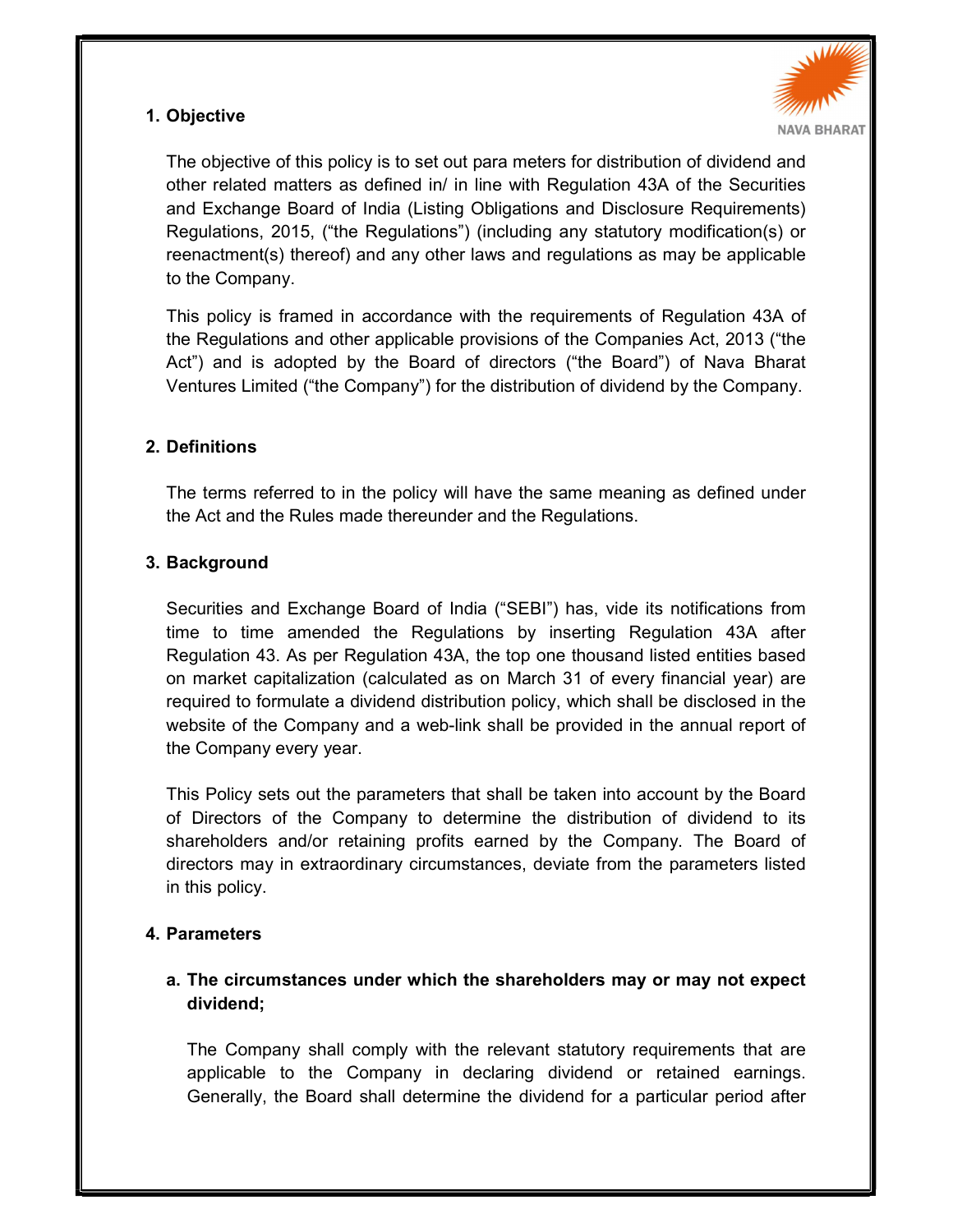## 1. Objective

The objective of this policy is to set out para meters for distribution of dividend and other related matters as defined in/ in line with Regulation 43A of the Securities and Exchange Board of India (Listing Obligations and Disclosure Requirements) Regulations, 2015, ("the Regulations") (including any statutory modification(s) or reenactment(s) thereof) and any other laws and regulations as may be applicable to the Company.

This policy is framed in accordance with the requirements of Regulation 43A of the Regulations and other applicable provisions of the Companies Act, 2013 ("the Act") and is adopted by the Board of directors ("the Board") of Nava Bharat Ventures Limited ("the Company") for the distribution of dividend by the Company.

## 2. Definitions

The terms referred to in the policy will have the same meaning as defined under the Act and the Rules made thereunder and the Regulations.

## 3. Background

Securities and Exchange Board of India ("SEBI") has, vide its notifications from time to time amended the Regulations by inserting Regulation 43A after Regulation 43. As per Regulation 43A, the top one thousand listed entities based on market capitalization (calculated as on March 31 of every financial year) are required to formulate a dividend distribution policy, which shall be disclosed in the website of the Company and a web-link shall be provided in the annual report of the Company every year.

This Policy sets out the parameters that shall be taken into account by the Board of Directors of the Company to determine the distribution of dividend to its shareholders and/or retaining profits earned by the Company. The Board of directors may in extraordinary circumstances, deviate from the parameters listed in this policy.

## 4. Parameters

### a. The circumstances under which the shareholders may or may not expect dividend;

The Company shall comply with the relevant statutory requirements that are applicable to the Company in declaring dividend or retained earnings. Generally, the Board shall determine the dividend for a particular period after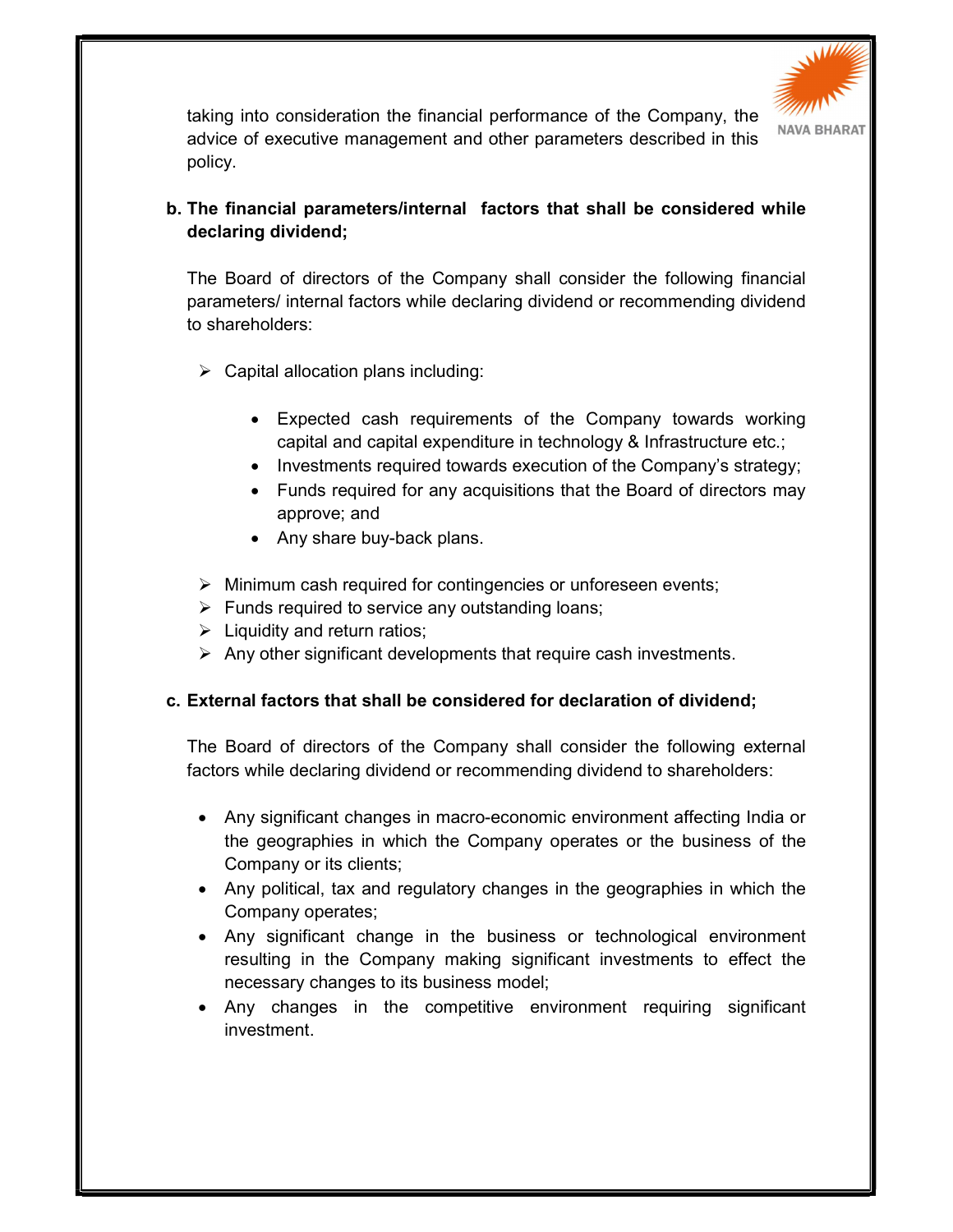taking into consideration the financial performance of the Company, the advice of executive management and other parameters described in this policy.

**b. The financial parameters/internal factors that shall be considered while declaring dividend;**

The Board of directors of the Company shall consider the following financial parameters/ internal factors while declaring dividend or recommending dividend to shareholders:

- Capital allocation plans including:
  - Expected cash requirements of the Company towards working capital and capital expenditure in technology & Infrastructure etc.;
  - Investments required towards execution of the Company's strategy;
  - Funds required for any acquisitions that the Board of directors may approve; and
  - Any share buy-back plans.
- Minimum cash required for contingencies or unforeseen events;
- Funds required to service any outstanding loans;
- Liquidity and return ratios;
- Any other significant developments that require cash investments.

**c. External factors that shall be considered for declaration of dividend;**

The Board of directors of the Company shall consider the following external factors while declaring dividend or recommending dividend to shareholders:

- Any significant changes in macro-economic environment affecting India or the geographies in which the Company operates or the business of the Company or its clients;
- Any political, tax and regulatory changes in the geographies in which the Company operates;
- Any significant change in the business or technological environment resulting in the Company making significant investments to effect the necessary changes to its business model;
- Any changes in the competitive environment requiring significant investment.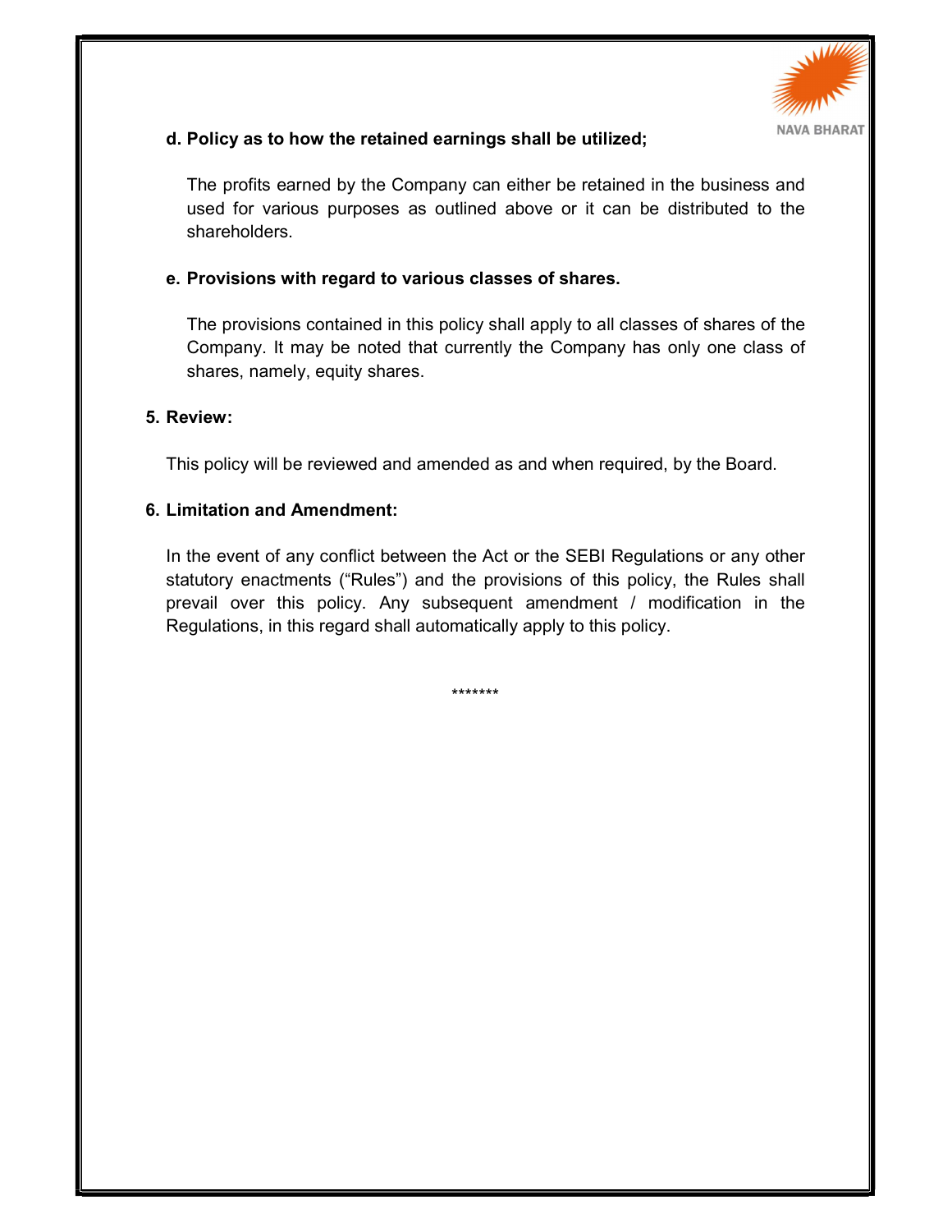**d. Policy as to how the retained earnings shall be utilized;**

The profits earned by the Company can either be retained in the business and used for various purposes as outlined above or it can be distributed to the shareholders.

**e. Provisions with regard to various classes of shares.**

The provisions contained in this policy shall apply to all classes of shares of the Company. It may be noted that currently the Company has only one class of shares, namely, equity shares.

## 5. Review:

This policy will be reviewed and amended as and when required, by the Board.

## 6. Limitation and Amendment:

In the event of any conflict between the Act or the SEBI Regulations or any other statutory enactments ("Rules") and the provisions of this policy, the Rules shall prevail over this policy. Any subsequent amendment / modification in the Regulations, in this regard shall automatically apply to this policy.

*******